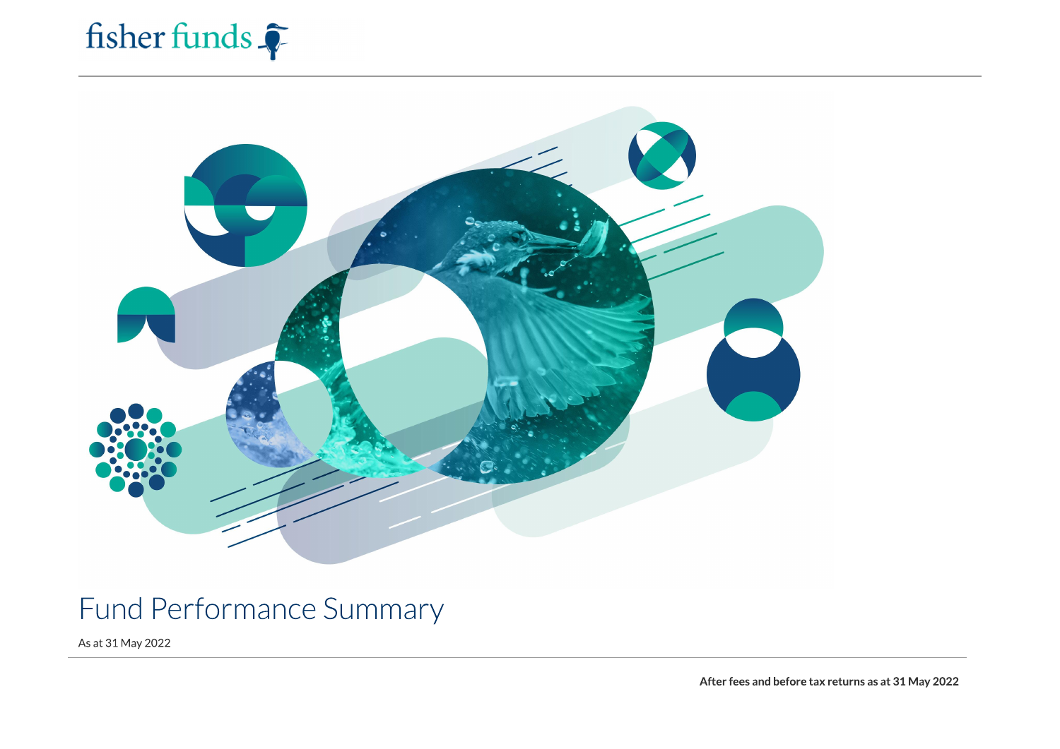fisher funds

# Fund Performance Summary

As at 31 May 2022

**After fees and before tax returns as at 31 May 2022**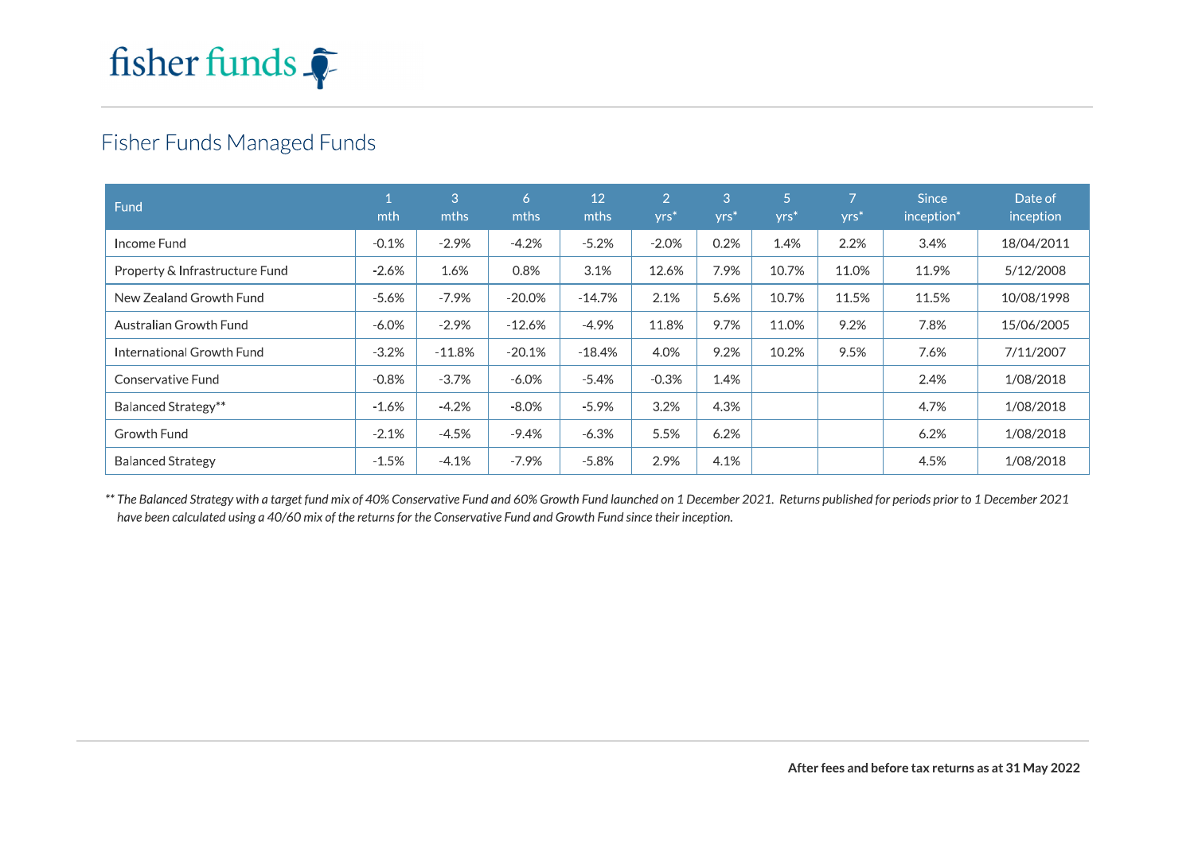fisher funds

## Fisher Funds Managed Funds

| Fund | 1 mth | 3 mths | 6 mths | 12 mths | 2 yrs* | 3 yrs* | 5 yrs* | 7 yrs* | Since inception* | Date of inception |
|---|---|---|---|---|---|---|---|---|---|---|
| Income Fund | -0.1% | -2.9% | -4.2% | -5.2% | -2.0% | 0.2% | 1.4% | 2.2% | 3.4% | 18/04/2011 |
| Property & Infrastructure Fund | -2.6% | 1.6% | 0.8% | 3.1% | 12.6% | 7.9% | 10.7% | 11.0% | 11.9% | 5/12/2008 |
| New Zealand Growth Fund | -5.6% | -7.9% | -20.0% | -14.7% | 2.1% | 5.6% | 10.7% | 11.5% | 11.5% | 10/08/1998 |
| Australian Growth Fund | -6.0% | -2.9% | -12.6% | -4.9% | 11.8% | 9.7% | 11.0% | 9.2% | 7.8% | 15/06/2005 |
| International Growth Fund | -3.2% | -11.8% | -20.1% | -18.4% | 4.0% | 9.2% | 10.2% | 9.5% | 7.6% | 7/11/2007 |
| Conservative Fund | -0.8% | -3.7% | -6.0% | -5.4% | -0.3% | 1.4% | | | 2.4% | 1/08/2018 |
| Balanced Strategy** | -1.6% | -4.2% | -8.0% | -5.9% | 3.2% | 4.3% | | | 4.7% | 1/08/2018 |
| Growth Fund | -2.1% | -4.5% | -9.4% | -6.3% | 5.5% | 6.2% | | | 6.2% | 1/08/2018 |
| Balanced Strategy | -1.5% | -4.1% | -7.9% | -5.8% | 2.9% | 4.1% | | | 4.5% | 1/08/2018 |

*** The Balanced Strategy with a target fund mix of 40% Conservative Fund and 60% Growth Fund launched on 1 December 2021. Returns published for periods prior to 1 December 2021 have been calculated using a 40/60 mix of the returns for the Conservative Fund and Growth Fund since their inception.*

**After fees and before tax returns as at 31 May 2022**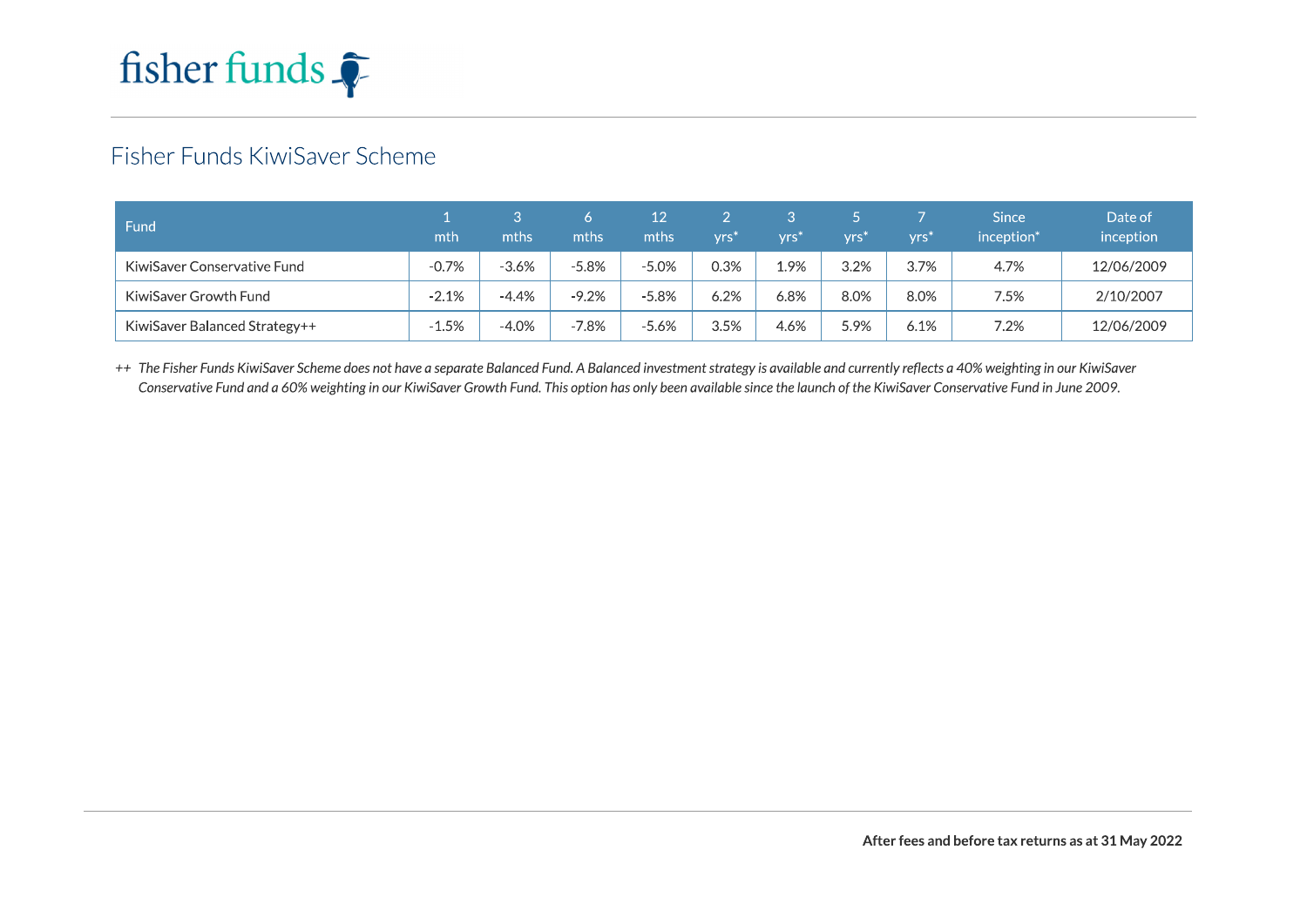# Fisher Funds KiwiSaver Scheme

| Fund | 1 mth | 3 mths | 6 mths | 12 mths | 2 yrs* | 3 yrs* | 5 yrs* | 7 yrs* | Since inception* | Date of inception |
|---|---|---|---|---|---|---|---|---|---|---|
| KiwiSaver Conservative Fund | -0.7% | -3.6% | -5.8% | -5.0% | 0.3% | 1.9% | 3.2% | 3.7% | 4.7% | 12/06/2009 |
| KiwiSaver Growth Fund | -2.1% | -4.4% | -9.2% | -5.8% | 6.2% | 6.8% | 8.0% | 8.0% | 7.5% | 2/10/2007 |
| KiwiSaver Balanced Strategy++ | -1.5% | -4.0% | -7.8% | -5.6% | 3.5% | 4.6% | 5.9% | 6.1% | 7.2% | 12/06/2009 |

++ *The Fisher Funds KiwiSaver Scheme does not have a separate Balanced Fund. A Balanced investment strategy is available and currently reflects a 40% weighting in our KiwiSaver Conservative Fund and a 60% weighting in our KiwiSaver Growth Fund. This option has only been available since the launch of the KiwiSaver Conservative Fund in June 2009.*

**After fees and before tax returns as at 31 May 2022**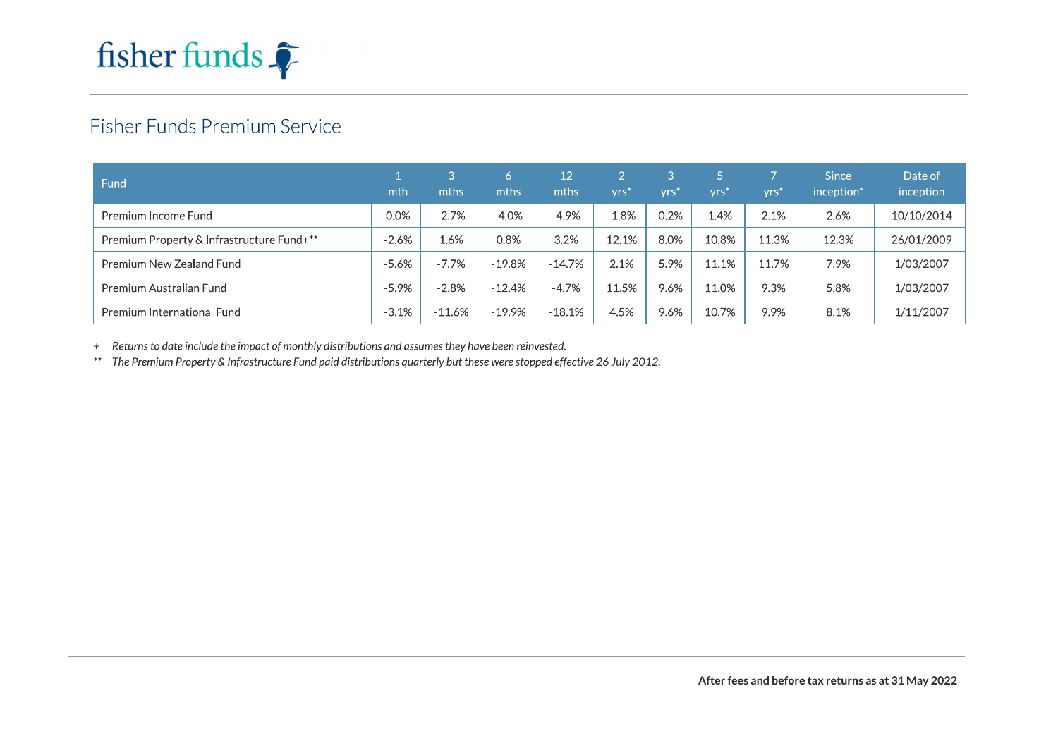fisher funds

## Fisher Funds Premium Service

| Fund | 1 mth | 3 mths | 6 mths | 12 mths | 2 yrs* | 3 yrs* | 5 yrs* | 7 yrs* | Since inception* | Date of inception |
|---|---|---|---|---|---|---|---|---|---|---|
| Premium Income Fund | 0.0% | -2.7% | -4.0% | -4.9% | -1.8% | 0.2% | 1.4% | 2.1% | 2.6% | 10/10/2014 |
| Premium Property & Infrastructure Fund+** | -2.6% | 1.6% | 0.8% | 3.2% | 12.1% | 8.0% | 10.8% | 11.3% | 12.3% | 26/01/2009 |
| Premium New Zealand Fund | -5.6% | -7.7% | -19.8% | -14.7% | 2.1% | 5.9% | 11.1% | 11.7% | 7.9% | 1/03/2007 |
| Premium Australian Fund | -5.9% | -2.8% | -12.4% | -4.7% | 11.5% | 9.6% | 11.0% | 9.3% | 5.8% | 1/03/2007 |
| Premium International Fund | -3.1% | -11.6% | -19.9% | -18.1% | 4.5% | 9.6% | 10.7% | 9.9% | 8.1% | 1/11/2007 |

\+ *Returns to date include the impact of monthly distributions and assumes they have been reinvested.*

** *The Premium Property & Infrastructure Fund paid distributions quarterly but these were stopped effective 26 July 2012.*

**After fees and before tax returns as at 31 May 2022**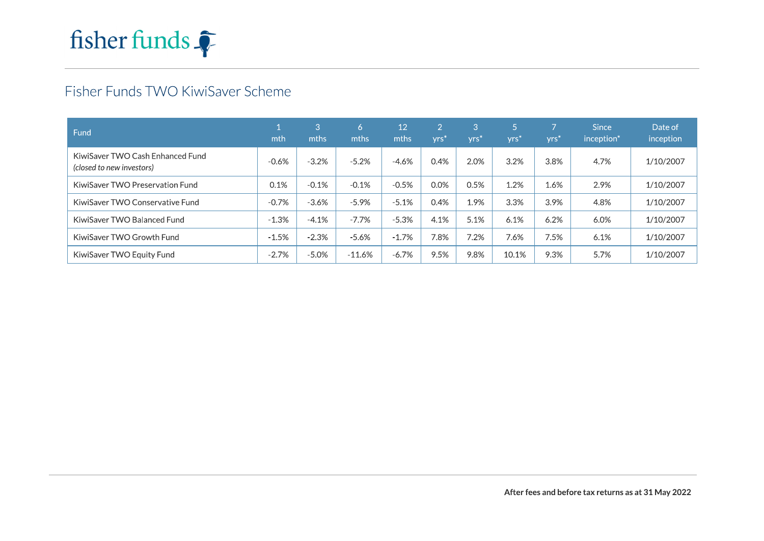fisher funds

# Fisher Funds TWO KiwiSaver Scheme

| Fund | 1 mth | 3 mths | 6 mths | 12 mths | 2 yrs* | 3 yrs* | 5 yrs* | 7 yrs* | Since inception* | Date of inception |
|---|---|---|---|---|---|---|---|---|---|---|
| KiwiSaver TWO Cash Enhanced Fund *(closed to new investors)* | -0.6% | -3.2% | -5.2% | -4.6% | 0.4% | 2.0% | 3.2% | 3.8% | 4.7% | 1/10/2007 |
| KiwiSaver TWO Preservation Fund | 0.1% | -0.1% | -0.1% | -0.5% | 0.0% | 0.5% | 1.2% | 1.6% | 2.9% | 1/10/2007 |
| KiwiSaver TWO Conservative Fund | -0.7% | -3.6% | -5.9% | -5.1% | 0.4% | 1.9% | 3.3% | 3.9% | 4.8% | 1/10/2007 |
| KiwiSaver TWO Balanced Fund | -1.3% | -4.1% | -7.7% | -5.3% | 4.1% | 5.1% | 6.1% | 6.2% | 6.0% | 1/10/2007 |
| KiwiSaver TWO Growth Fund | -1.5% | -2.3% | -5.6% | -1.7% | 7.8% | 7.2% | 7.6% | 7.5% | 6.1% | 1/10/2007 |
| KiwiSaver TWO Equity Fund | -2.7% | -5.0% | -11.6% | -6.7% | 9.5% | 9.8% | 10.1% | 9.3% | 5.7% | 1/10/2007 |

**After fees and before tax returns as at 31 May 2022**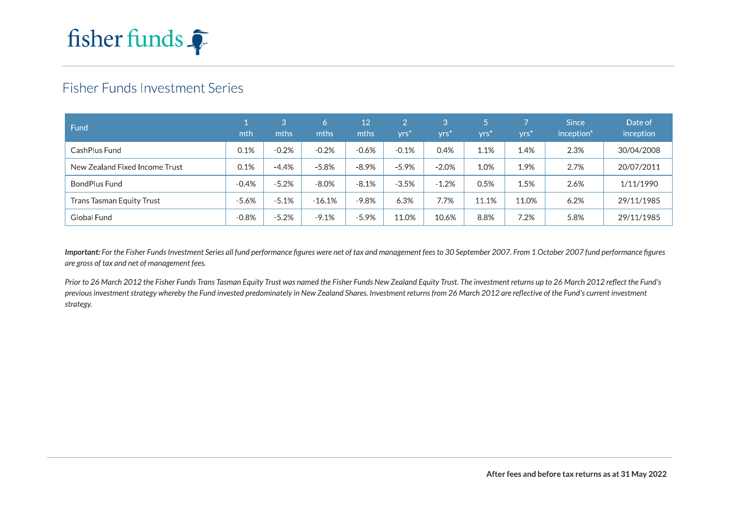# Fisher Funds Investment Series

| Fund | 1 mth | 3 mths | 6 mths | 12 mths | 2 yrs* | 3 yrs* | 5 yrs* | 7 yrs* | Since inception* | Date of inception |
|---|---|---|---|---|---|---|---|---|---|---|
| CashPlus Fund | 0.1% | -0.2% | -0.2% | -0.6% | -0.1% | 0.4% | 1.1% | 1.4% | 2.3% | 30/04/2008 |
| New Zealand Fixed Income Trust | 0.1% | -4.4% | -5.8% | -8.9% | -5.9% | -2.0% | 1.0% | 1.9% | 2.7% | 20/07/2011 |
| BondPlus Fund | -0.4% | -5.2% | -8.0% | -8.1% | -3.5% | -1.2% | 0.5% | 1.5% | 2.6% | 1/11/1990 |
| Trans Tasman Equity Trust | -5.6% | -5.1% | -16.1% | -9.8% | 6.3% | 7.7% | 11.1% | 11.0% | 6.2% | 29/11/1985 |
| Global Fund | -0.8% | -5.2% | -9.1% | -5.9% | 11.0% | 10.6% | 8.8% | 7.2% | 5.8% | 29/11/1985 |

***Important:*** *For the Fisher Funds Investment Series all fund performance figures were net of tax and management fees to 30 September 2007. From 1 October 2007 fund performance figures are gross of tax and net of management fees.*

*Prior to 26 March 2012 the Fisher Funds Trans Tasman Equity Trust was named the Fisher Funds New Zealand Equity Trust. The investment returns up to 26 March 2012 reflect the Fund's previous investment strategy whereby the Fund invested predominately in New Zealand Shares. Investment returns from 26 March 2012 are reflective of the Fund's current investment strategy.*

**After fees and before tax returns as at 31 May 2022**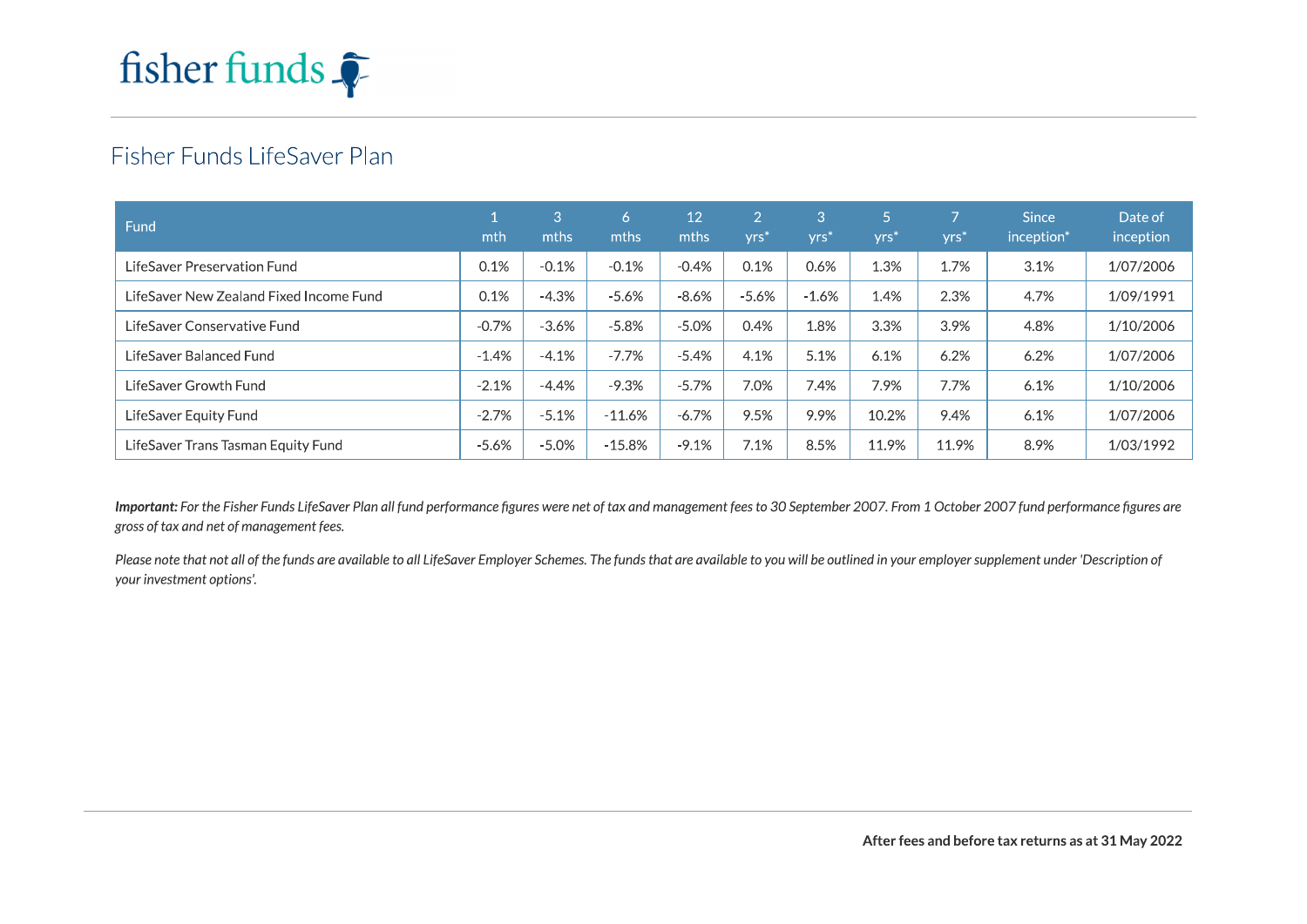# Fisher Funds LifeSaver Plan

| Fund | 1 mth | 3 mths | 6 mths | 12 mths | 2 yrs* | 3 yrs* | 5 yrs* | 7 yrs* | Since inception* | Date of inception |
|---|---|---|---|---|---|---|---|---|---|---|
| LifeSaver Preservation Fund | 0.1% | -0.1% | -0.1% | -0.4% | 0.1% | 0.6% | 1.3% | 1.7% | 3.1% | 1/07/2006 |
| LifeSaver New Zealand Fixed Income Fund | 0.1% | -4.3% | -5.6% | -8.6% | -5.6% | -1.6% | 1.4% | 2.3% | 4.7% | 1/09/1991 |
| LifeSaver Conservative Fund | -0.7% | -3.6% | -5.8% | -5.0% | 0.4% | 1.8% | 3.3% | 3.9% | 4.8% | 1/10/2006 |
| LifeSaver Balanced Fund | -1.4% | -4.1% | -7.7% | -5.4% | 4.1% | 5.1% | 6.1% | 6.2% | 6.2% | 1/07/2006 |
| LifeSaver Growth Fund | -2.1% | -4.4% | -9.3% | -5.7% | 7.0% | 7.4% | 7.9% | 7.7% | 6.1% | 1/10/2006 |
| LifeSaver Equity Fund | -2.7% | -5.1% | -11.6% | -6.7% | 9.5% | 9.9% | 10.2% | 9.4% | 6.1% | 1/07/2006 |
| LifeSaver Trans Tasman Equity Fund | -5.6% | -5.0% | -15.8% | -9.1% | 7.1% | 8.5% | 11.9% | 11.9% | 8.9% | 1/03/1992 |

***Important:*** *For the Fisher Funds LifeSaver Plan all fund performance figures were net of tax and management fees to 30 September 2007. From 1 October 2007 fund performance figures are gross of tax and net of management fees.*

*Please note that not all of the funds are available to all LifeSaver Employer Schemes. The funds that are available to you will be outlined in your employer supplement under 'Description of your investment options'.*

**After fees and before tax returns as at 31 May 2022**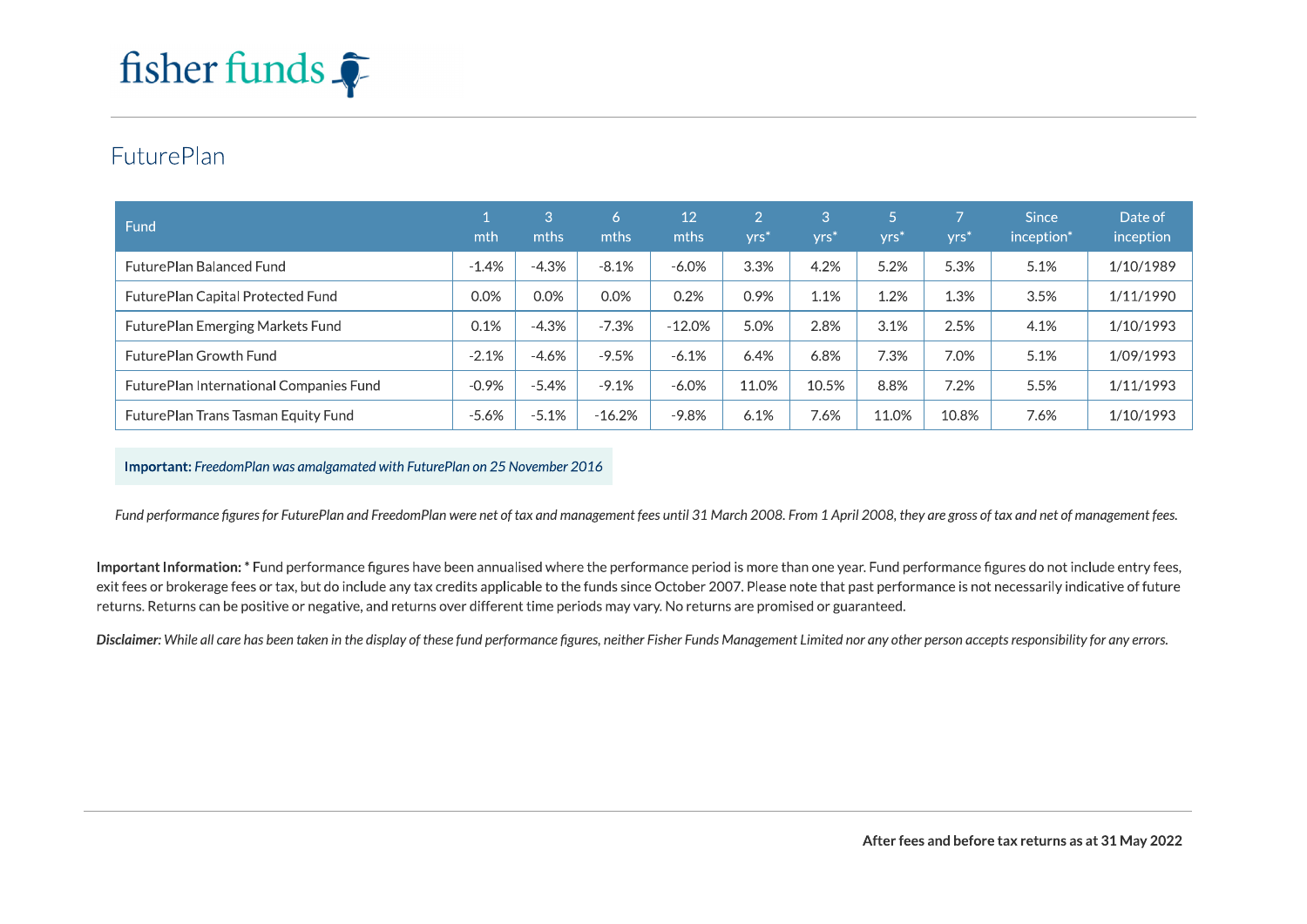fisher funds

## FuturePlan

| Fund | 1 mth | 3 mths | 6 mths | 12 mths | 2 yrs* | 3 yrs* | 5 yrs* | 7 yrs* | Since inception* | Date of inception |
|---|---|---|---|---|---|---|---|---|---|---|
| FuturePlan Balanced Fund | -1.4% | -4.3% | -8.1% | -6.0% | 3.3% | 4.2% | 5.2% | 5.3% | 5.1% | 1/10/1989 |
| FuturePlan Capital Protected Fund | 0.0% | 0.0% | 0.0% | 0.2% | 0.9% | 1.1% | 1.2% | 1.3% | 3.5% | 1/11/1990 |
| FuturePlan Emerging Markets Fund | 0.1% | -4.3% | -7.3% | -12.0% | 5.0% | 2.8% | 3.1% | 2.5% | 4.1% | 1/10/1993 |
| FuturePlan Growth Fund | -2.1% | -4.6% | -9.5% | -6.1% | 6.4% | 6.8% | 7.3% | 7.0% | 5.1% | 1/09/1993 |
| FuturePlan International Companies Fund | -0.9% | -5.4% | -9.1% | -6.0% | 11.0% | 10.5% | 8.8% | 7.2% | 5.5% | 1/11/1993 |
| FuturePlan Trans Tasman Equity Fund | -5.6% | -5.1% | -16.2% | -9.8% | 6.1% | 7.6% | 11.0% | 10.8% | 7.6% | 1/10/1993 |

**Important:** *FreedomPlan was amalgamated with FuturePlan on 25 November 2016*

*Fund performance figures for FuturePlan and FreedomPlan were net of tax and management fees until 31 March 2008. From 1 April 2008, they are gross of tax and net of management fees.*

**Important Information:** * Fund performance figures have been annualised where the performance period is more than one year. Fund performance figures do not include entry fees, exit fees or brokerage fees or tax, but do include any tax credits applicable to the funds since October 2007. Please note that past performance is not necessarily indicative of future returns. Returns can be positive or negative, and returns over different time periods may vary. No returns are promised or guaranteed.

***Disclaimer**: While all care has been taken in the display of these fund performance figures, neither Fisher Funds Management Limited nor any other person accepts responsibility for any errors.*

**After fees and before tax returns as at 31 May 2022**